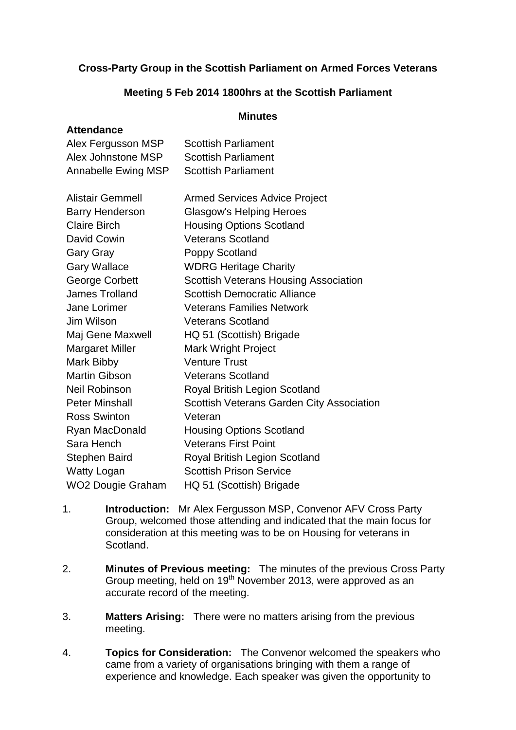**Cross-Party Group in the Scottish Parliament on Armed Forces Veterans**

**Meeting 5 Feb 2014 1800hrs at the Scottish Parliament**

**Minutes**

**Attendance**

| | |
|---|---|
| Alex Fergusson MSP | Scottish Parliament |
| Alex Johnstone MSP | Scottish Parliament |
| Annabelle Ewing MSP | Scottish Parliament |
| | |
| Alistair Gemmell | Armed Services Advice Project |
| Barry Henderson | Glasgow's Helping Heroes |
| Claire Birch | Housing Options Scotland |
| David Cowin | Veterans Scotland |
| Gary Gray | Poppy Scotland |
| Gary Wallace | WDRG Heritage Charity |
| George Corbett | Scottish Veterans Housing Association |
| James Trolland | Scottish Democratic Alliance |
| Jane Lorimer | Veterans Families Network |
| Jim Wilson | Veterans Scotland |
| Maj Gene Maxwell | HQ 51 (Scottish) Brigade |
| Margaret Miller | Mark Wright Project |
| Mark Bibby | Venture Trust |
| Martin Gibson | Veterans Scotland |
| Neil Robinson | Royal British Legion Scotland |
| Peter Minshall | Scottish Veterans Garden City Association |
| Ross Swinton | Veteran |
| Ryan MacDonald | Housing Options Scotland |
| Sara Hench | Veterans First Point |
| Stephen Baird | Royal British Legion Scotland |
| Watty Logan | Scottish Prison Service |
| WO2 Dougie Graham | HQ 51 (Scottish) Brigade |

1. **Introduction:** Mr Alex Fergusson MSP, Convenor AFV Cross Party Group, welcomed those attending and indicated that the main focus for consideration at this meeting was to be on Housing for veterans in Scotland.

2. **Minutes of Previous meeting:** The minutes of the previous Cross Party Group meeting, held on 19th November 2013, were approved as an accurate record of the meeting.

3. **Matters Arising:** There were no matters arising from the previous meeting.

4. **Topics for Consideration:** The Convenor welcomed the speakers who came from a variety of organisations bringing with them a range of experience and knowledge. Each speaker was given the opportunity to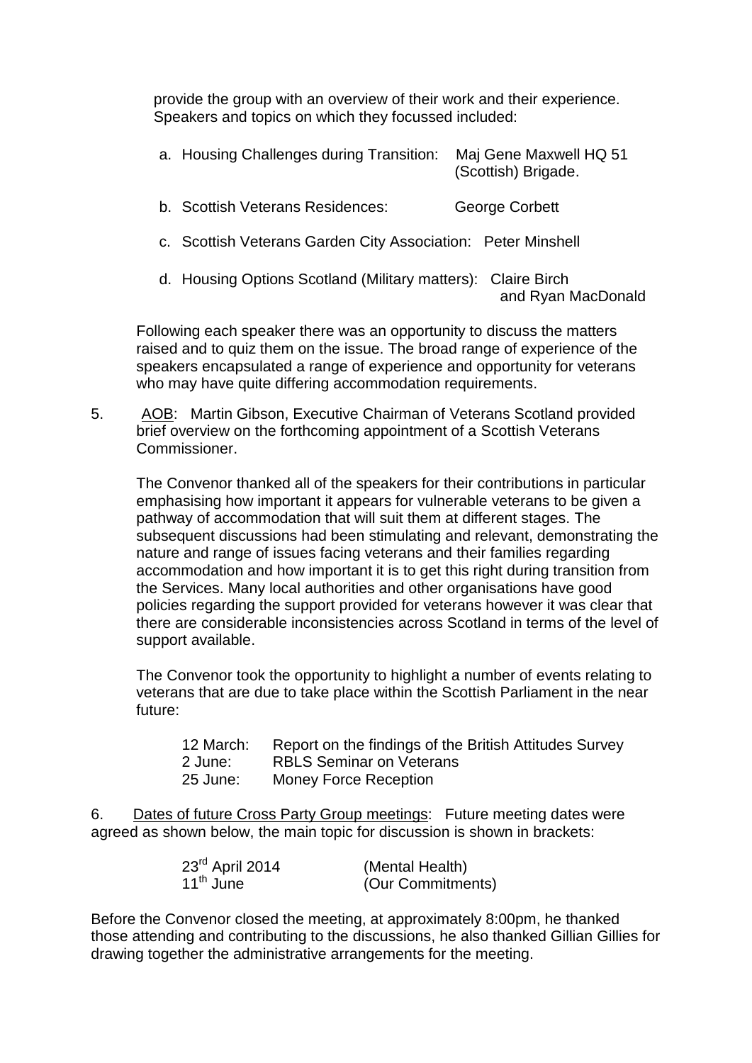provide the group with an overview of their work and their experience. Speakers and topics on which they focussed included:

a. Housing Challenges during Transition: Maj Gene Maxwell HQ 51 (Scottish) Brigade.

b. Scottish Veterans Residences: George Corbett

c. Scottish Veterans Garden City Association: Peter Minshell

d. Housing Options Scotland (Military matters): Claire Birch and Ryan MacDonald

Following each speaker there was an opportunity to discuss the matters raised and to quiz them on the issue. The broad range of experience of the speakers encapsulated a range of experience and opportunity for veterans who may have quite differing accommodation requirements.

5. AOB: Martin Gibson, Executive Chairman of Veterans Scotland provided brief overview on the forthcoming appointment of a Scottish Veterans Commissioner.

The Convenor thanked all of the speakers for their contributions in particular emphasising how important it appears for vulnerable veterans to be given a pathway of accommodation that will suit them at different stages. The subsequent discussions had been stimulating and relevant, demonstrating the nature and range of issues facing veterans and their families regarding accommodation and how important it is to get this right during transition from the Services. Many local authorities and other organisations have good policies regarding the support provided for veterans however it was clear that there are considerable inconsistencies across Scotland in terms of the level of support available.

The Convenor took the opportunity to highlight a number of events relating to veterans that are due to take place within the Scottish Parliament in the near future:

| | |
|---|---|
| 12 March: | Report on the findings of the British Attitudes Survey |
| 2 June: | RBLS Seminar on Veterans |
| 25 June: | Money Force Reception |

6. Dates of future Cross Party Group meetings: Future meeting dates were agreed as shown below, the main topic for discussion is shown in brackets:

| | |
|---|---|
| 23rd April 2014 | (Mental Health) |
| 11th June | (Our Commitments) |

Before the Convenor closed the meeting, at approximately 8:00pm, he thanked those attending and contributing to the discussions, he also thanked Gillian Gillies for drawing together the administrative arrangements for the meeting.